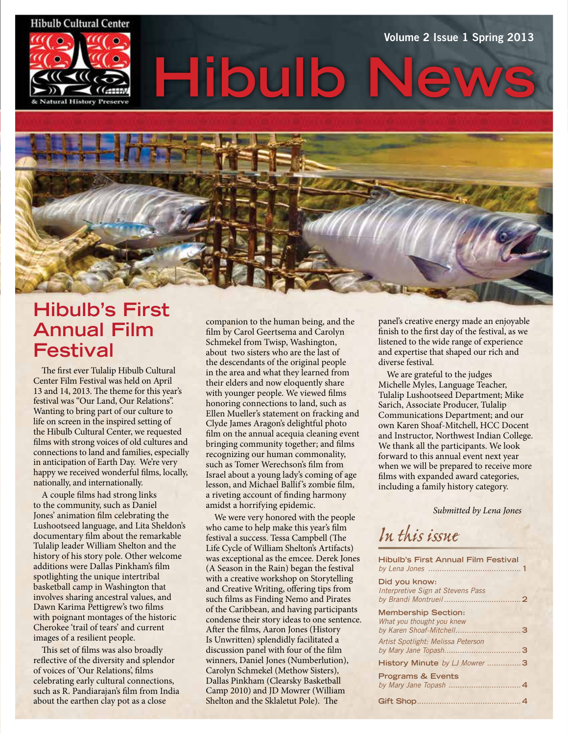Hibulb Cultural Center

& Natural History Preserve

Volume 2 Issue 1 Spring 2013

# Hibulb News

## Hibulb's First Annual Film Festival

The first ever Tulalip Hibulb Cultural Center Film Festival was held on April 13 and 14, 2013. The theme for this year's festival was "Our Land, Our Relations". Wanting to bring part of our culture to life on screen in the inspired setting of the Hibulb Cultural Center, we requested films with strong voices of old cultures and connections to land and families, especially in anticipation of Earth Day. We're very happy we received wonderful films, locally, nationally, and internationally.

A couple films had strong links to the community, such as Daniel Jones' animation film celebrating the Lushootseed language, and Lita Sheldon's documentary film about the remarkable Tulalip leader William Shelton and the history of his story pole. Other welcome additions were Dallas Pinkham's film spotlighting the unique intertribal basketball camp in Washington that involves sharing ancestral values, and Dawn Karima Pettigrew's two films with poignant montages of the historic Cherokee 'trail of tears' and current images of a resilient people.

This set of films was also broadly reflective of the diversity and splendor of voices of 'Our Relations', films celebrating early cultural connections, such as R. Pandiarajan's film from India about the earthen clay pot as a close companion to the human being, and the film by Carol Geertsema and Carolyn Schmekel from Twisp, Washington, about two sisters who are the last of the descendants of the original people in the area and what they learned from their elders and now eloquently share with younger people. We viewed films honoring connections to land, such as Ellen Mueller's statement on fracking and Clyde James Aragon's delightful photo film on the annual acequia cleaning event bringing community together; and films recognizing our human commonality, such as Tomer Werechson's film from Israel about a young lady's coming of age lesson, and Michael Ballif's zombie film, a riveting account of finding harmony amidst a horrifying epidemic.

We were very honored with the people who came to help make this year's film festival a success. Tessa Campbell (The Life Cycle of William Shelton's Artifacts) was exceptional as the emcee. Derek Jones (A Season in the Rain) began the festival with a creative workshop on Storytelling and Creative Writing, offering tips from such films as Finding Nemo and Pirates of the Caribbean, and having participants condense their story ideas to one sentence. After the films, Aaron Jones (History Is Unwritten) splendidly facilitated a discussion panel with four of the film winners, Daniel Jones (Numberlution), Carolyn Schmekel (Methow Sisters), Dallas Pinkham (Clearsky Basketball Camp 2010) and JD Mowrer (William Shelton and the Sklaletut Pole). The panel's creative energy made an enjoyable finish to the first day of the festival, as we listened to the wide range of experience and expertise that shaped our rich and diverse festival.

We are grateful to the judges Michelle Myles, Language Teacher, Tulalip Lushootseed Department; Mike Sarich, Associate Producer, Tulalip Communications Department; and our own Karen Shoaf-Mitchell, HCC Docent and Instructor, Northwest Indian College. We thank all the participants. We look forward to this annual event next year when we will be prepared to receive more films with expanded award categories, including a family history category.

*Submitted by Lena Jones*

## *In this issue*

**Hibulb's First Annual Film Festival**
*by Lena Jones* ........................................ 1

**Did you know:**
*Interpretive Sign at Stevens Pass*
*by Brandi Montrueil* .................................. 2

**Membership Section:**
*What you thought you knew*
*by Karen Shoaf-Mitchell* ............................. 3

*Artist Spotlight: Melissa Peterson*
*by Mary Jane Topash* .................................. 3

**History Minute** *by LJ Mowrer* ............... 3

**Programs & Events**
*by Mary Jane Topash* ................................ 4

**Gift Shop** ............................................... 4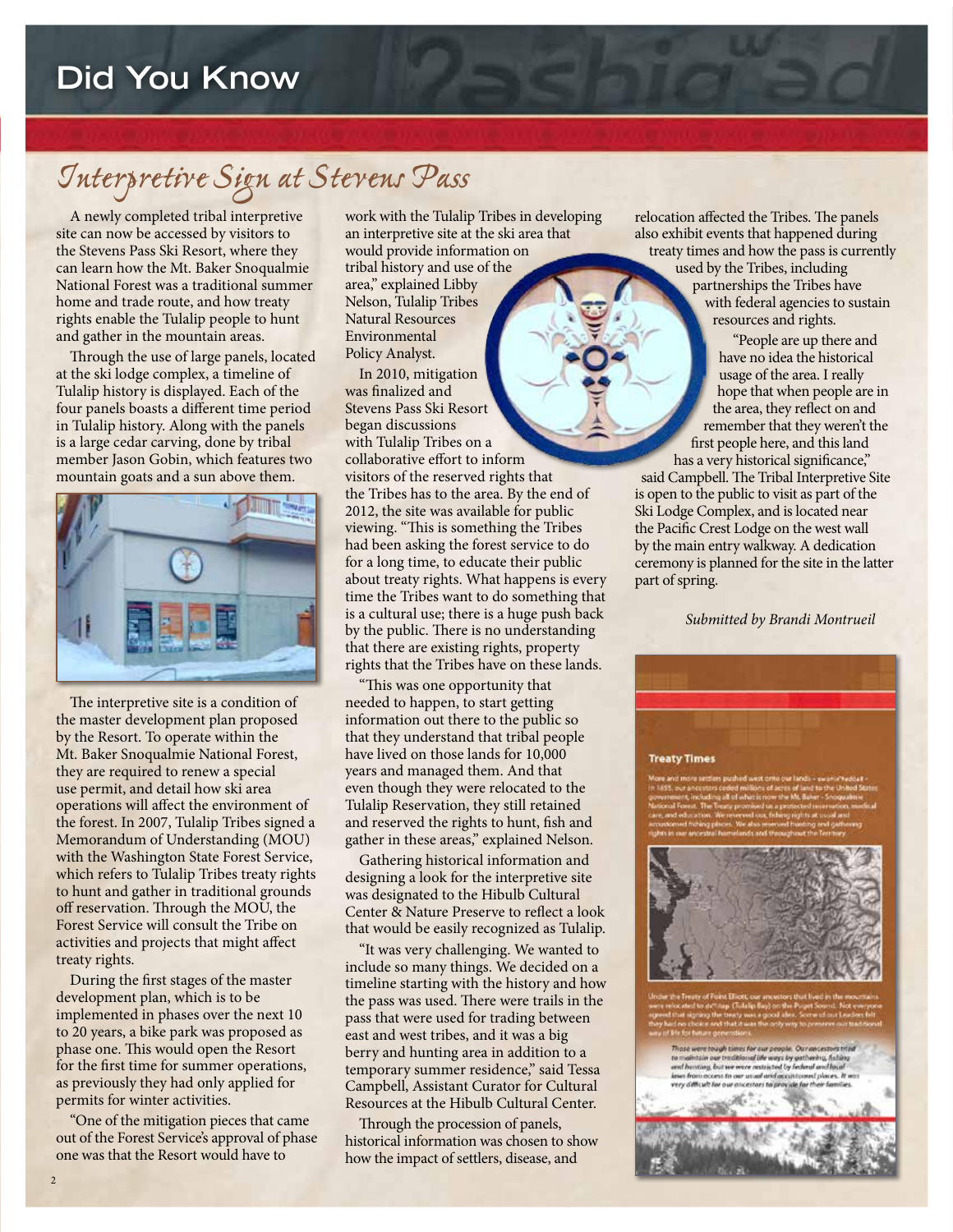## Did You Know

# Interpretive Sign at Stevens Pass

A newly completed tribal interpretive site can now be accessed by visitors to the Stevens Pass Ski Resort, where they can learn how the Mt. Baker Snoqualmie National Forest was a traditional summer home and trade route, and how treaty rights enable the Tulalip people to hunt and gather in the mountain areas.

Through the use of large panels, located at the ski lodge complex, a timeline of Tulalip history is displayed. Each of the four panels boasts a different time period in Tulalip history. Along with the panels is a large cedar carving, done by tribal member Jason Gobin, which features two mountain goats and a sun above them.

The interpretive site is a condition of the master development plan proposed by the Resort. To operate within the Mt. Baker Snoqualmie National Forest, they are required to renew a special use permit, and detail how ski area operations will affect the environment of the forest. In 2007, Tulalip Tribes signed a Memorandum of Understanding (MOU) with the Washington State Forest Service, which refers to Tulalip Tribes treaty rights to hunt and gather in traditional grounds off reservation. Through the MOU, the Forest Service will consult the Tribe on activities and projects that might affect treaty rights.

During the first stages of the master development plan, which is to be implemented in phases over the next 10 to 20 years, a bike park was proposed as phase one. This would open the Resort for the first time for summer operations, as previously they had only applied for permits for winter activities.

"One of the mitigation pieces that came out of the Forest Service's approval of phase one was that the Resort would have to work with the Tulalip Tribes in developing an interpretive site at the ski area that would provide information on tribal history and use of the area," explained Libby Nelson, Tulalip Tribes Natural Resources Environmental Policy Analyst.

In 2010, mitigation was finalized and Stevens Pass Ski Resort began discussions with Tulalip Tribes on a collaborative effort to inform visitors of the reserved rights that the Tribes has to the area. By the end of 2012, the site was available for public viewing. "This is something the Tribes had been asking the forest service to do for a long time, to educate their public about treaty rights. What happens is every time the Tribes want to do something that is a cultural use; there is a huge push back by the public. There is no understanding that there are existing rights, property rights that the Tribes have on these lands.

"This was one opportunity that needed to happen, to start getting information out there to the public so that they understand that tribal people have lived on those lands for 10,000 years and managed them. And that even though they were relocated to the Tulalip Reservation, they still retained and reserved the rights to hunt, fish and gather in these areas," explained Nelson.

Gathering historical information and designing a look for the interpretive site was designated to the Hibulb Cultural Center & Nature Preserve to reflect a look that would be easily recognized as Tulalip.

"It was very challenging. We wanted to include so many things. We decided on a timeline starting with the history and how the pass was used. There were trails in the pass that were used for trading between east and west tribes, and it was a big berry and hunting area in addition to a temporary summer residence," said Tessa Campbell, Assistant Curator for Cultural Resources at the Hibulb Cultural Center.

Through the procession of panels, historical information was chosen to show how the impact of settlers, disease, and relocation affected the Tribes. The panels also exhibit events that happened during treaty times and how the pass is currently used by the Tribes, including partnerships the Tribes have with federal agencies to sustain resources and rights.

"People are up there and have no idea the historical usage of the area. I really hope that when people are in the area, they reflect on and remember that they weren't the first people here, and this land has a very historical significance," said Campbell. The Tribal Interpretive Site is open to the public to visit as part of the Ski Lodge Complex, and is located near the Pacific Crest Lodge on the west wall by the main entry walkway. A dedication ceremony is planned for the site in the latter part of spring.

*Submitted by Brandi Montreuil*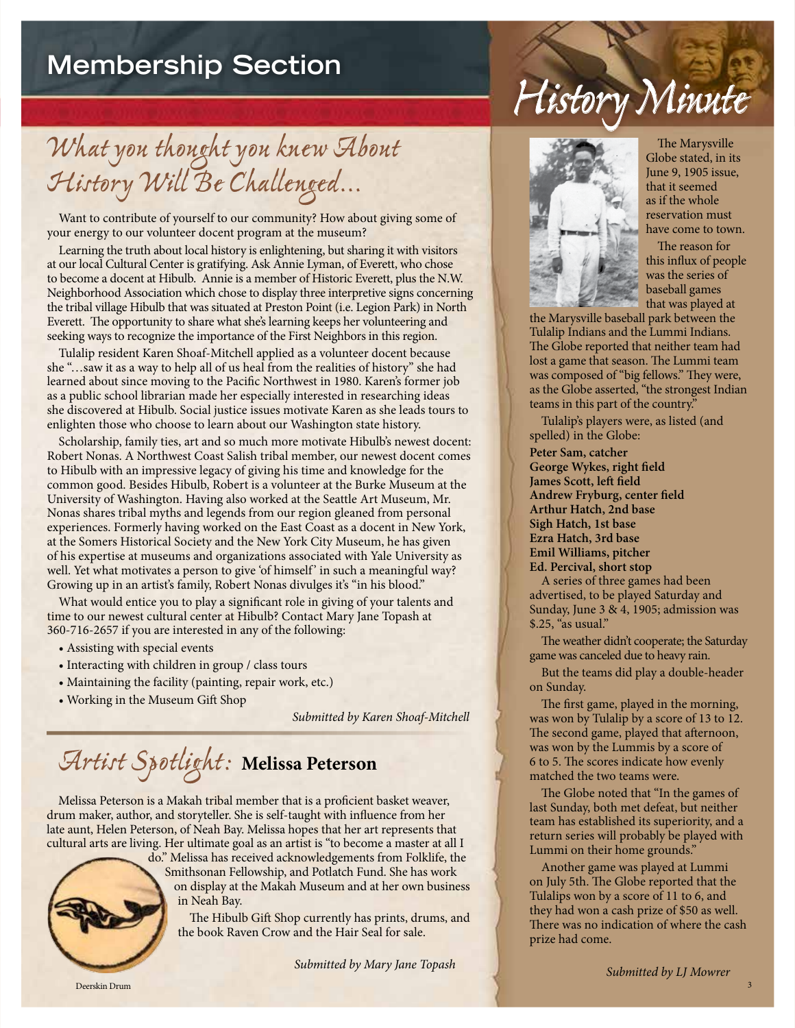## Membership Section

# What you thought you knew About History Will Be Challenged...

Want to contribute of yourself to our community? How about giving some of your energy to our volunteer docent program at the museum?

Learning the truth about local history is enlightening, but sharing it with visitors at our local Cultural Center is gratifying. Ask Annie Lyman, of Everett, who chose to become a docent at Hibulb. Annie is a member of Historic Everett, plus the N.W. Neighborhood Association which chose to display three interpretive signs concerning the tribal village Hibulb that was situated at Preston Point (i.e. Legion Park) in North Everett. The opportunity to share what she's learning keeps her volunteering and seeking ways to recognize the importance of the First Neighbors in this region.

Tulalip resident Karen Shoaf-Mitchell applied as a volunteer docent because she "…saw it as a way to help all of us heal from the realities of history" she had learned about since moving to the Pacific Northwest in 1980. Karen's former job as a public school librarian made her especially interested in researching ideas she discovered at Hibulb. Social justice issues motivate Karen as she leads tours to enlighten those who choose to learn about our Washington state history.

Scholarship, family ties, art and so much more motivate Hibulb's newest docent: Robert Nonas. A Northwest Coast Salish tribal member, our newest docent comes to Hibulb with an impressive legacy of giving his time and knowledge for the common good. Besides Hibulb, Robert is a volunteer at the Burke Museum at the University of Washington. Having also worked at the Seattle Art Museum, Mr. Nonas shares tribal myths and legends from our region gleaned from personal experiences. Formerly having worked on the East Coast as a docent in New York, at the Somers Historical Society and the New York City Museum, he has given of his expertise at museums and organizations associated with Yale University as well. Yet what motivates a person to give 'of himself' in such a meaningful way? Growing up in an artist's family, Robert Nonas divulges it's "in his blood."

What would entice you to play a significant role in giving of your talents and time to our newest cultural center at Hibulb? Contact Mary Jane Topash at 360-716-2657 if you are interested in any of the following:

- Assisting with special events
- Interacting with children in group / class tours
- Maintaining the facility (painting, repair work, etc.)
- Working in the Museum Gift Shop

*Submitted by Karen Shoaf-Mitchell*

# Artist Spotlight: **Melissa Peterson**

Melissa Peterson is a Makah tribal member that is a proficient basket weaver, drum maker, author, and storyteller. She is self-taught with influence from her late aunt, Helen Peterson, of Neah Bay. Melissa hopes that her art represents that cultural arts are living. Her ultimate goal as an artist is "to become a master at all I do." Melissa has received acknowledgements from Folklife, the Smithsonan Fellowship, and Potlatch Fund. She has work on display at the Makah Museum and at her own business in Neah Bay.

The Hibulb Gift Shop currently has prints, drums, and the book Raven Crow and the Hair Seal for sale.

Deerskin Drum

*Submitted by Mary Jane Topash*

# History Minute

The Marysville Globe stated, in its June 9, 1905 issue, that it seemed as if the whole reservation must have come to town.

The reason for this influx of people was the series of baseball games that was played at the Marysville baseball park between the Tulalip Indians and the Lummi Indians. The Globe reported that neither team had lost a game that season. The Lummi team was composed of "big fellows." They were, as the Globe asserted, "the strongest Indian teams in this part of the country."

Tulalip's players were, as listed (and spelled) in the Globe:

**Peter Sam, catcher**
**George Wykes, right field**
**James Scott, left field**
**Andrew Fryburg, center field**
**Arthur Hatch, 2nd base**
**Sigh Hatch, 1st base**
**Ezra Hatch, 3rd base**
**Emil Williams, pitcher**
**Ed. Percival, short stop**

A series of three games had been advertised, to be played Saturday and Sunday, June 3 & 4, 1905; admission was $.25, "as usual."

The weather didn't cooperate; the Saturday game was canceled due to heavy rain.

But the teams did play a double-header on Sunday.

The first game, played in the morning, was won by Tulalip by a score of 13 to 12. The second game, played that afternoon, was won by the Lummis by a score of 6 to 5. The scores indicate how evenly matched the two teams were.

The Globe noted that "In the games of last Sunday, both met defeat, but neither team has established its superiority, and a return series will probably be played with Lummi on their home grounds."

Another game was played at Lummi on July 5th. The Globe reported that the Tulalips won by a score of 11 to 6, and they had won a cash prize of $50 as well. There was no indication of where the cash prize had come.

*Submitted by LJ Mowrer*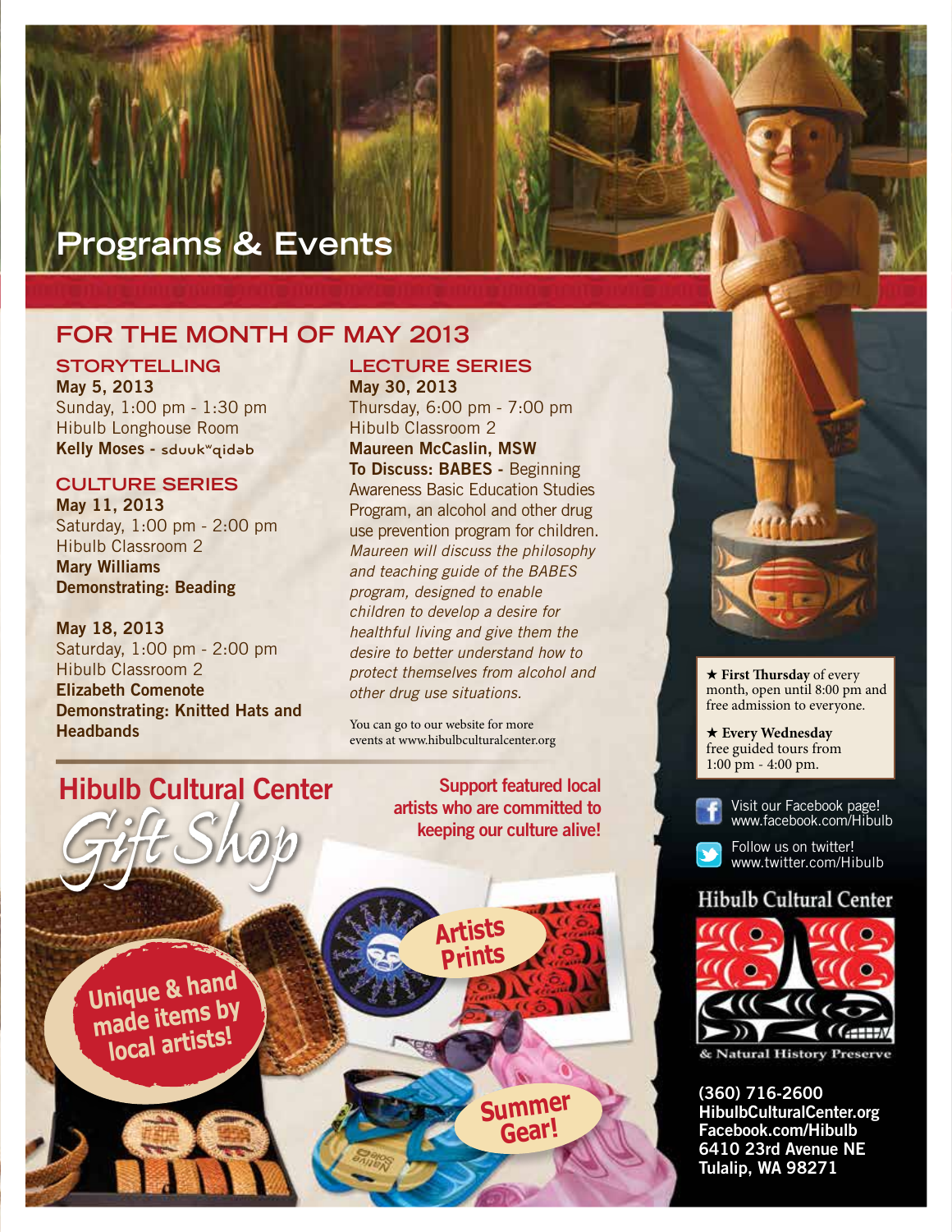# Programs & Events

## FOR THE MONTH OF MAY 2013

### STORYTELLING

**May 5, 2013**
Sunday, 1:00 pm - 1:30 pm
Hibulb Longhouse Room
**Kelly Moses -** sduukʷqidəb

### CULTURE SERIES

**May 11, 2013**
Saturday, 1:00 pm - 2:00 pm
Hibulb Classroom 2
**Mary Williams**
**Demonstrating: Beading**

**May 18, 2013**
Saturday, 1:00 pm - 2:00 pm
Hibulb Classroom 2
**Elizabeth Comenote**
**Demonstrating: Knitted Hats and Headbands**

### LECTURE SERIES

**May 30, 2013**
Thursday, 6:00 pm - 7:00 pm
Hibulb Classroom 2
**Maureen McCaslin, MSW**
**To Discuss: BABES -** Beginning Awareness Basic Education Studies Program, an alcohol and other drug use prevention program for children. *Maureen will discuss the philosophy and teaching guide of the BABES program, designed to enable children to develop a desire for healthful living and give them the desire to better understand how to protect themselves from alcohol and other drug use situations.*

You can go to our website for more events at www.hibulbculturalcenter.org

★ **First Thursday** of every month, open until 8:00 pm and free admission to everyone.

★ **Every Wednesday** free guided tours from 1:00 pm - 4:00 pm.

Visit our Facebook page!
www.facebook.com/Hibulb

Follow us on twitter!
www.twitter.com/Hibulb

## Hibulb Cultural Center Gift Shop

**Support featured local artists who are committed to keeping our culture alive!**

Unique & hand made items by local artists!

Artists Prints

Summer Gear!

Hibulb Cultural Center
& Natural History Preserve

**(360) 716-2600**
**HibulbCulturalCenter.org**
**Facebook.com/Hibulb**
**6410 23rd Avenue NE**
**Tulalip, WA 98271**